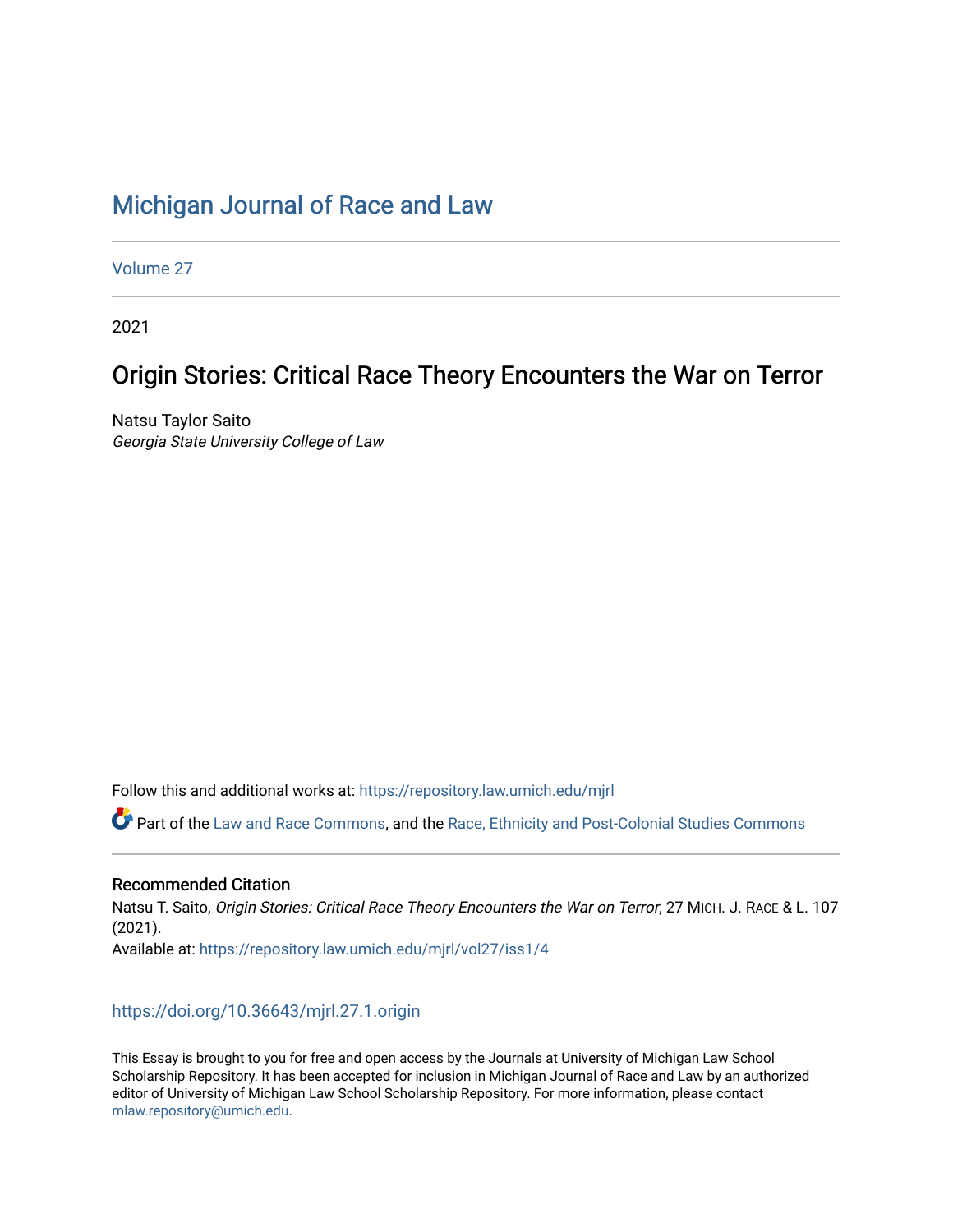# Michigan Journal of Race and Law

Volume 27

2021

## Origin Stories: Critical Race Theory Encounters the War on Terror

Natsu Taylor Saito
*Georgia State University College of Law*

Follow this and additional works at: https://repository.law.umich.edu/mjrl

Part of the Law and Race Commons, and the Race, Ethnicity and Post-Colonial Studies Commons

### Recommended Citation

Natsu T. Saito, *Origin Stories: Critical Race Theory Encounters the War on Terror*, 27 MICH. J. RACE & L. 107 (2021).
Available at: https://repository.law.umich.edu/mjrl/vol27/iss1/4

https://doi.org/10.36643/mjrl.27.1.origin

This Essay is brought to you for free and open access by the Journals at University of Michigan Law School Scholarship Repository. It has been accepted for inclusion in Michigan Journal of Race and Law by an authorized editor of University of Michigan Law School Scholarship Repository. For more information, please contact mlaw.repository@umich.edu.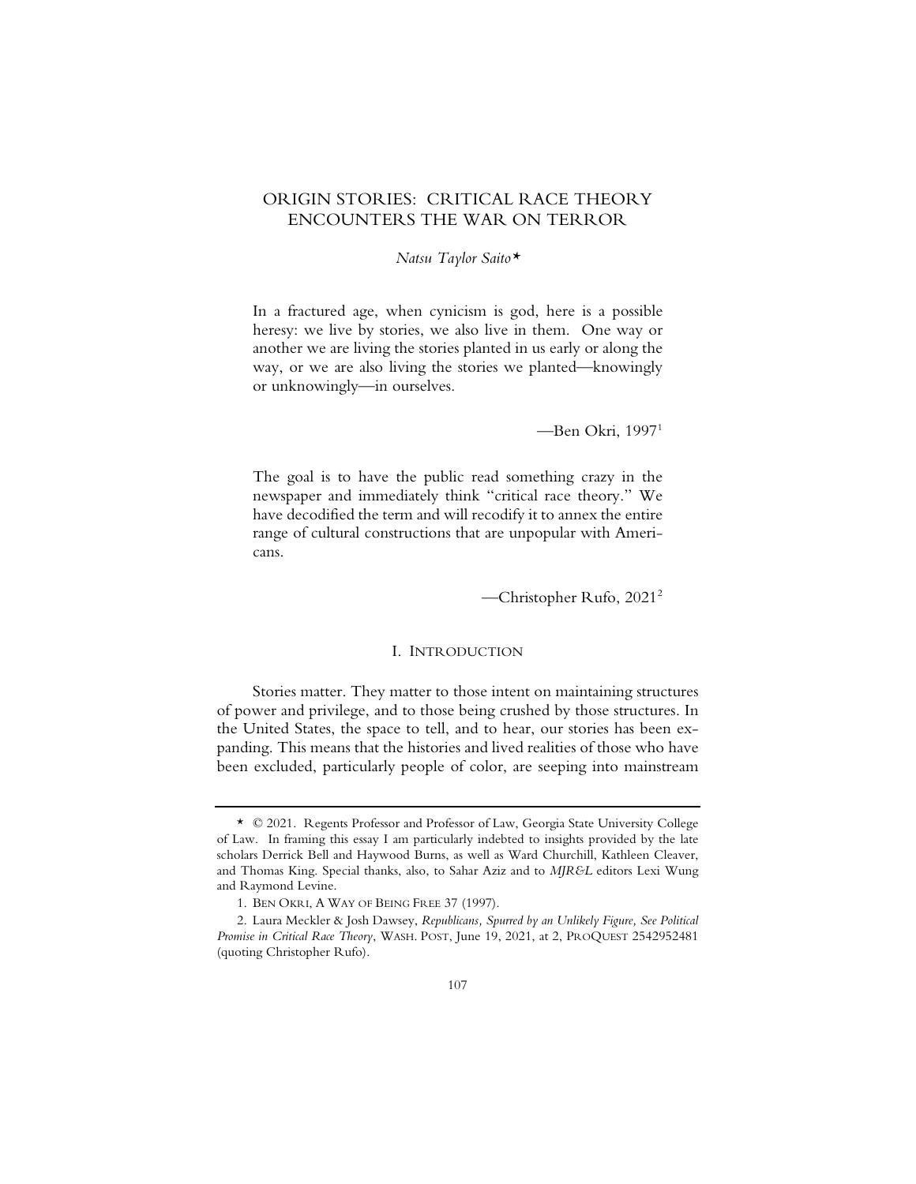# ORIGIN STORIES: CRITICAL RACE THEORY ENCOUNTERS THE WAR ON TERROR

*Natsu Taylor Saito*★

> In a fractured age, when cynicism is god, here is a possible heresy: we live by stories, we also live in them. One way or another we are living the stories planted in us early or along the way, or we are also living the stories we planted—knowingly or unknowingly—in ourselves.
>
> —Ben Okri, 1997[1]

> The goal is to have the public read something crazy in the newspaper and immediately think "critical race theory." We have decodified the term and will recodify it to annex the entire range of cultural constructions that are unpopular with Americans.
>
> —Christopher Rufo, 2021[2]

## I. INTRODUCTION

Stories matter. They matter to those intent on maintaining structures of power and privilege, and to those being crushed by those structures. In the United States, the space to tell, and to hear, our stories has been expanding. This means that the histories and lived realities of those who have been excluded, particularly people of color, are seeping into mainstream

---

★ © 2021. Regents Professor and Professor of Law, Georgia State University College of Law. In framing this essay I am particularly indebted to insights provided by the late scholars Derrick Bell and Haywood Burns, as well as Ward Churchill, Kathleen Cleaver, and Thomas King. Special thanks, also, to Sahar Aziz and to *MJR&L* editors Lexi Wung and Raymond Levine.

1. BEN OKRI, A WAY OF BEING FREE 37 (1997).

2. Laura Meckler & Josh Dawsey, *Republicans, Spurred by an Unlikely Figure, See Political Promise in Critical Race Theory*, WASH. POST, June 19, 2021, at 2, PROQUEST 2542952481 (quoting Christopher Rufo).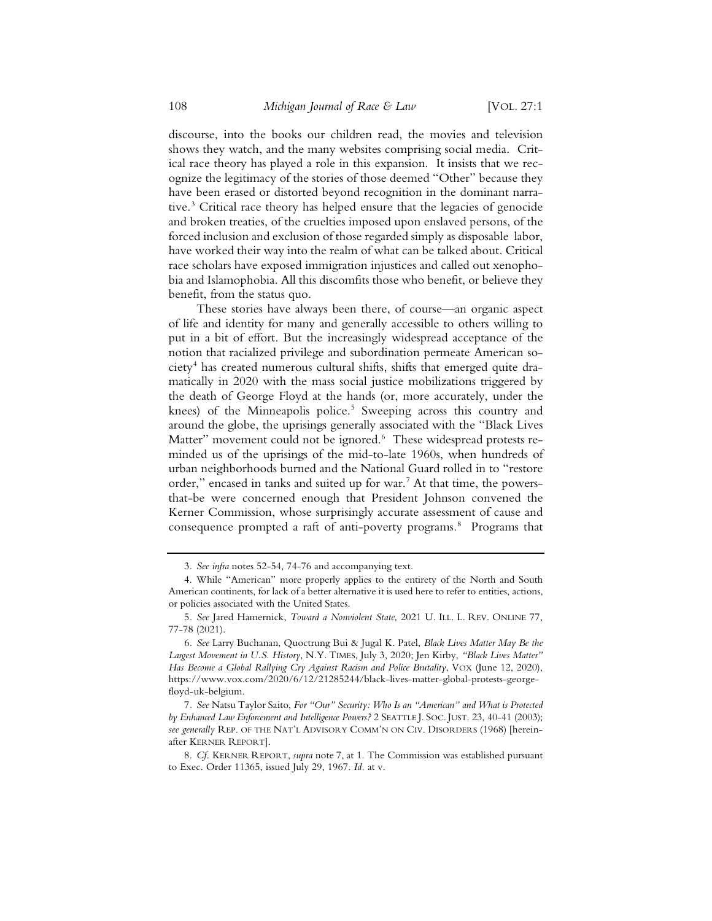discourse, into the books our children read, the movies and television shows they watch, and the many websites comprising social media. Critical race theory has played a role in this expansion. It insists that we recognize the legitimacy of the stories of those deemed "Other" because they have been erased or distorted beyond recognition in the dominant narrative.[3] Critical race theory has helped ensure that the legacies of genocide and broken treaties, of the cruelties imposed upon enslaved persons, of the forced inclusion and exclusion of those regarded simply as disposable labor, have worked their way into the realm of what can be talked about. Critical race scholars have exposed immigration injustices and called out xenophobia and Islamophobia. All this discomfits those who benefit, or believe they benefit, from the status quo.

These stories have always been there, of course—an organic aspect of life and identity for many and generally accessible to others willing to put in a bit of effort. But the increasingly widespread acceptance of the notion that racialized privilege and subordination permeate American society[4] has created numerous cultural shifts, shifts that emerged quite dramatically in 2020 with the mass social justice mobilizations triggered by the death of George Floyd at the hands (or, more accurately, under the knees) of the Minneapolis police.[5] Sweeping across this country and around the globe, the uprisings generally associated with the "Black Lives Matter" movement could not be ignored.[6] These widespread protests reminded us of the uprisings of the mid-to-late 1960s, when hundreds of urban neighborhoods burned and the National Guard rolled in to "restore order," encased in tanks and suited up for war.[7] At that time, the powers-that-be were concerned enough that President Johnson convened the Kerner Commission, whose surprisingly accurate assessment of cause and consequence prompted a raft of anti-poverty programs.[8] Programs that

---

3. *See infra* notes 52-54, 74-76 and accompanying text.

4. While "American" more properly applies to the entirety of the North and South American continents, for lack of a better alternative it is used here to refer to entities, actions, or policies associated with the United States.

5. *See* Jared Hamernick, *Toward a Nonviolent State*, 2021 U. ILL. L. REV. ONLINE 77, 77-78 (2021).

6. *See* Larry Buchanan, Quoctrung Bui & Jugal K. Patel, *Black Lives Matter May Be the Largest Movement in U.S. History*, N.Y. TIMES, July 3, 2020; Jen Kirby, *"Black Lives Matter" Has Become a Global Rallying Cry Against Racism and Police Brutality*, VOX (June 12, 2020), https://www.vox.com/2020/6/12/21285244/black-lives-matter-global-protests-george-floyd-uk-belgium.

7. *See* Natsu Taylor Saito, *For "Our" Security: Who Is an "American" and What is Protected by Enhanced Law Enforcement and Intelligence Powers?* 2 SEATTLE J. SOC. JUST. 23, 40-41 (2003); *see generally* REP. OF THE NAT'L ADVISORY COMM'N ON CIV. DISORDERS (1968) [hereinafter KERNER REPORT].

8. *Cf.* KERNER REPORT, *supra* note 7, at 1. The Commission was established pursuant to Exec. Order 11365, issued July 29, 1967. *Id.* at v.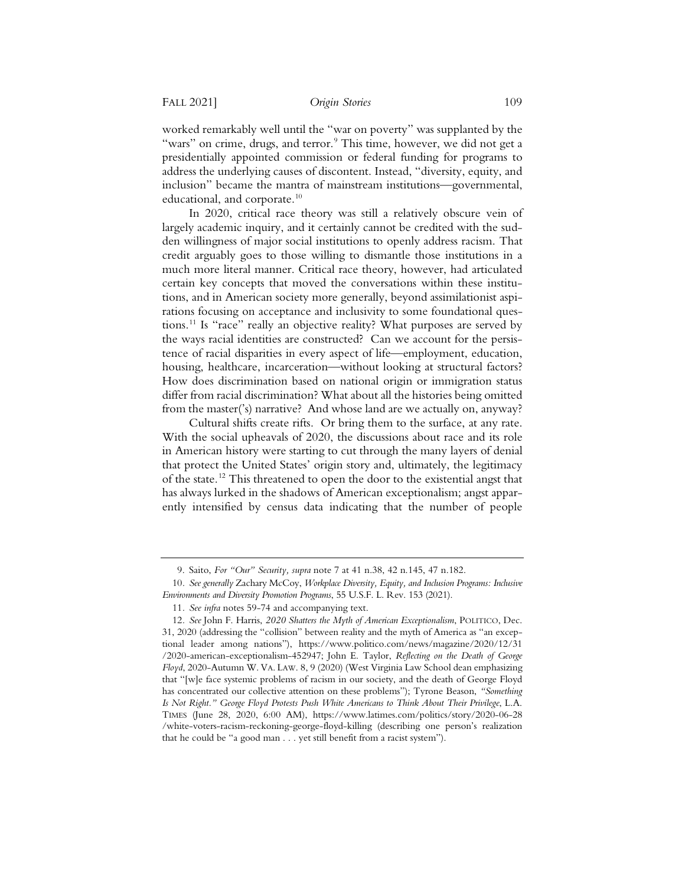worked remarkably well until the "war on poverty" was supplanted by the "wars" on crime, drugs, and terror.[9] This time, however, we did not get a presidentially appointed commission or federal funding for programs to address the underlying causes of discontent. Instead, "diversity, equity, and inclusion" became the mantra of mainstream institutions—governmental, educational, and corporate.[10]

In 2020, critical race theory was still a relatively obscure vein of largely academic inquiry, and it certainly cannot be credited with the sudden willingness of major social institutions to openly address racism. That credit arguably goes to those willing to dismantle those institutions in a much more literal manner. Critical race theory, however, had articulated certain key concepts that moved the conversations within these institutions, and in American society more generally, beyond assimilationist aspirations focusing on acceptance and inclusivity to some foundational questions.[11] Is "race" really an objective reality? What purposes are served by the ways racial identities are constructed? Can we account for the persistence of racial disparities in every aspect of life—employment, education, housing, healthcare, incarceration—without looking at structural factors? How does discrimination based on national origin or immigration status differ from racial discrimination? What about all the histories being omitted from the master('s) narrative? And whose land are we actually on, anyway?

Cultural shifts create rifts. Or bring them to the surface, at any rate. With the social upheavals of 2020, the discussions about race and its role in American history were starting to cut through the many layers of denial that protect the United States' origin story and, ultimately, the legitimacy of the state.[12] This threatened to open the door to the existential angst that has always lurked in the shadows of American exceptionalism; angst apparently intensified by census data indicating that the number of people

---

9. Saito, *For "Our" Security, supra* note 7 at 41 n.38, 42 n.145, 47 n.182.

10. *See generally* Zachary McCoy, *Workplace Diversity, Equity, and Inclusion Programs: Inclusive Environments and Diversity Promotion Programs*, 55 U.S.F. L. Rev. 153 (2021).

11. *See infra* notes 59-74 and accompanying text.

12. *See* John F. Harris, *2020 Shatters the Myth of American Exceptionalism*, POLITICO, Dec. 31, 2020 (addressing the "collision" between reality and the myth of America as "an exceptional leader among nations"), https://www.politico.com/news/magazine/2020/12/31/2020-american-exceptionalism-452947; John E. Taylor, *Reflecting on the Death of George Floyd*, 2020-Autumn W. VA. LAW. 8, 9 (2020) (West Virginia Law School dean emphasizing that "[w]e face systemic problems of racism in our society, and the death of George Floyd has concentrated our collective attention on these problems"); Tyrone Beason, *"Something Is Not Right." George Floyd Protests Push White Americans to Think About Their Privilege*, L.A. TIMES (June 28, 2020, 6:00 AM), https://www.latimes.com/politics/story/2020-06-28/white-voters-racism-reckoning-george-floyd-killing (describing one person's realization that he could be "a good man . . . yet still benefit from a racist system").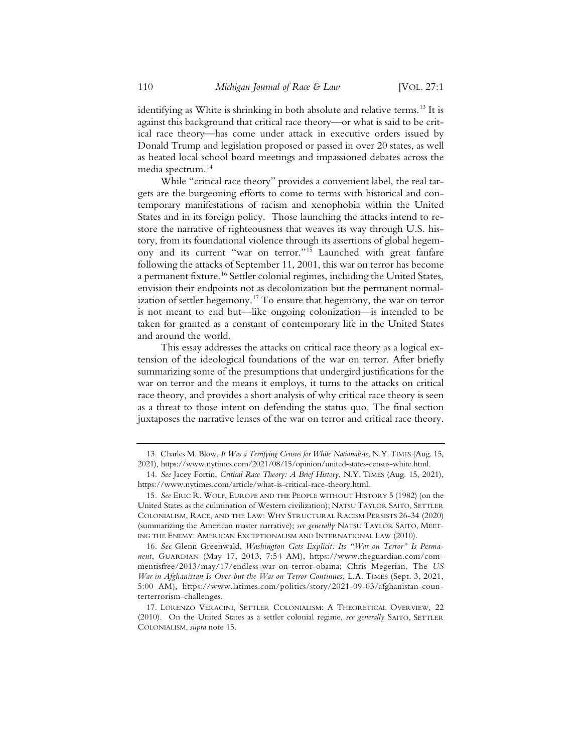identifying as White is shrinking in both absolute and relative terms.[13] It is against this background that critical race theory—or what is said to be critical race theory—has come under attack in executive orders issued by Donald Trump and legislation proposed or passed in over 20 states, as well as heated local school board meetings and impassioned debates across the media spectrum.[14]

While "critical race theory" provides a convenient label, the real targets are the burgeoning efforts to come to terms with historical and contemporary manifestations of racism and xenophobia within the United States and in its foreign policy. Those launching the attacks intend to restore the narrative of righteousness that weaves its way through U.S. history, from its foundational violence through its assertions of global hegemony and its current "war on terror."[15] Launched with great fanfare following the attacks of September 11, 2001, this war on terror has become a permanent fixture.[16] Settler colonial regimes, including the United States, envision their endpoints not as decolonization but the permanent normalization of settler hegemony.[17] To ensure that hegemony, the war on terror is not meant to end but—like ongoing colonization—is intended to be taken for granted as a constant of contemporary life in the United States and around the world.

This essay addresses the attacks on critical race theory as a logical extension of the ideological foundations of the war on terror. After briefly summarizing some of the presumptions that undergird justifications for the war on terror and the means it employs, it turns to the attacks on critical race theory, and provides a short analysis of why critical race theory is seen as a threat to those intent on defending the status quo. The final section juxtaposes the narrative lenses of the war on terror and critical race theory.

---

13. Charles M. Blow, *It Was a Terrifying Census for White Nationalists*, N.Y. TIMES (Aug. 15, 2021), https://www.nytimes.com/2021/08/15/opinion/united-states-census-white.html.

14. *See* Jacey Fortin, *Critical Race Theory: A Brief History*, N.Y. TIMES (Aug. 15, 2021), https://www.nytimes.com/article/what-is-critical-race-theory.html.

15. *See* ERIC R. WOLF, EUROPE AND THE PEOPLE WITHOUT HISTORY 5 (1982) (on the United States as the culmination of Western civilization); NATSU TAYLOR SAITO, SETTLER COLONIALISM, RACE, AND THE LAW: WHY STRUCTURAL RACISM PERSISTS 26-34 (2020) (summarizing the American master narrative); *see generally* NATSU TAYLOR SAITO, MEETING THE ENEMY: AMERICAN EXCEPTIONALISM AND INTERNATIONAL LAW (2010).

16. *See* Glenn Greenwald, *Washington Gets Explicit: Its "War on Terror" Is Permanent*, GUARDIAN (May 17, 2013, 7:54 AM), https://www.theguardian.com/commentisfree/2013/may/17/endless-war-on-terror-obama; Chris Megerian, The *US War in Afghanistan Is Over-but the War on Terror Continues*, L.A. TIMES (Sept. 3, 2021, 5:00 AM), https://www.latimes.com/politics/story/2021-09-03/afghanistan-counterterrorism-challenges.

17. LORENZO VERACINI, SETTLER COLONIALISM: A THEORETICAL OVERVIEW, 22 (2010). On the United States as a settler colonial regime, *see generally* SAITO, SETTLER COLONIALISM, *supra* note 15.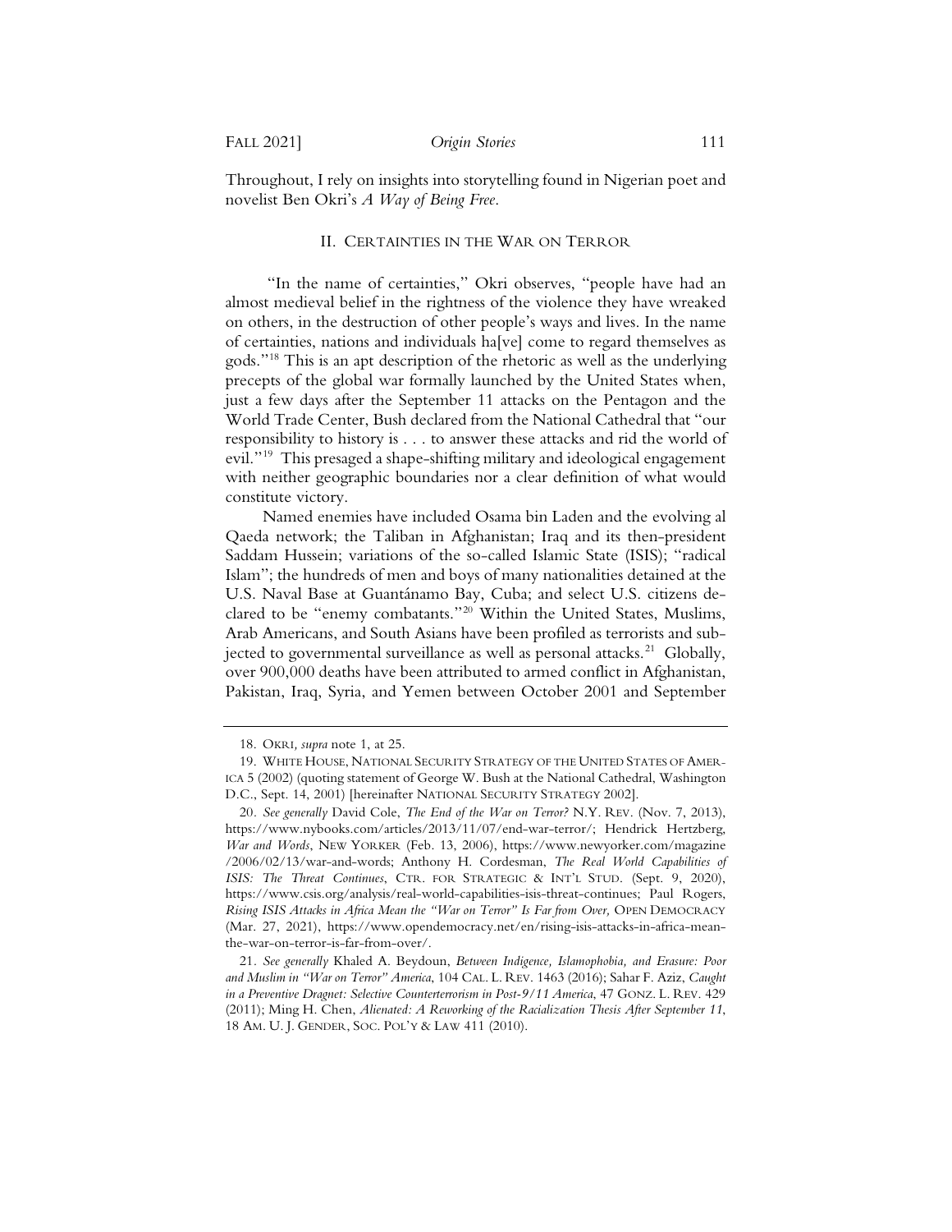Throughout, I rely on insights into storytelling found in Nigerian poet and novelist Ben Okri's *A Way of Being Free*.

## II. CERTAINTIES IN THE WAR ON TERROR

"In the name of certainties," Okri observes, "people have had an almost medieval belief in the rightness of the violence they have wreaked on others, in the destruction of other people's ways and lives. In the name of certainties, nations and individuals ha[ve] come to regard themselves as gods."[18] This is an apt description of the rhetoric as well as the underlying precepts of the global war formally launched by the United States when, just a few days after the September 11 attacks on the Pentagon and the World Trade Center, Bush declared from the National Cathedral that "our responsibility to history is . . . to answer these attacks and rid the world of evil."[19] This presaged a shape-shifting military and ideological engagement with neither geographic boundaries nor a clear definition of what would constitute victory.

Named enemies have included Osama bin Laden and the evolving al Qaeda network; the Taliban in Afghanistan; Iraq and its then-president Saddam Hussein; variations of the so-called Islamic State (ISIS); "radical Islam"; the hundreds of men and boys of many nationalities detained at the U.S. Naval Base at Guantánamo Bay, Cuba; and select U.S. citizens declared to be "enemy combatants."[20] Within the United States, Muslims, Arab Americans, and South Asians have been profiled as terrorists and subjected to governmental surveillance as well as personal attacks.[21] Globally, over 900,000 deaths have been attributed to armed conflict in Afghanistan, Pakistan, Iraq, Syria, and Yemen between October 2001 and September

---

18. OKRI, *supra* note 1, at 25.

19. WHITE HOUSE, NATIONAL SECURITY STRATEGY OF THE UNITED STATES OF AMERICA 5 (2002) (quoting statement of George W. Bush at the National Cathedral, Washington D.C., Sept. 14, 2001) [hereinafter NATIONAL SECURITY STRATEGY 2002].

20. *See generally* David Cole, *The End of the War on Terror?* N.Y. REV. (Nov. 7, 2013), https://www.nybooks.com/articles/2013/11/07/end-war-terror/; Hendrick Hertzberg, *War and Words*, NEW YORKER (Feb. 13, 2006), https://www.newyorker.com/magazine/2006/02/13/war-and-words; Anthony H. Cordesman, *The Real World Capabilities of ISIS: The Threat Continues*, CTR. FOR STRATEGIC & INT'L STUD. (Sept. 9, 2020), https://www.csis.org/analysis/real-world-capabilities-isis-threat-continues; Paul Rogers, *Rising ISIS Attacks in Africa Mean the "War on Terror" Is Far from Over,* OPEN DEMOCRACY (Mar. 27, 2021), https://www.opendemocracy.net/en/rising-isis-attacks-in-africa-mean-the-war-on-terror-is-far-from-over/.

21. *See generally* Khaled A. Beydoun, *Between Indigence, Islamophobia, and Erasure: Poor and Muslim in "War on Terror" America*, 104 CAL. L. REV. 1463 (2016); Sahar F. Aziz, *Caught in a Preventive Dragnet: Selective Counterterrorism in Post-9/11 America*, 47 GONZ. L. REV. 429 (2011); Ming H. Chen, *Alienated: A Reworking of the Racialization Thesis After September 11*, 18 AM. U. J. GENDER, SOC. POL'Y & LAW 411 (2010).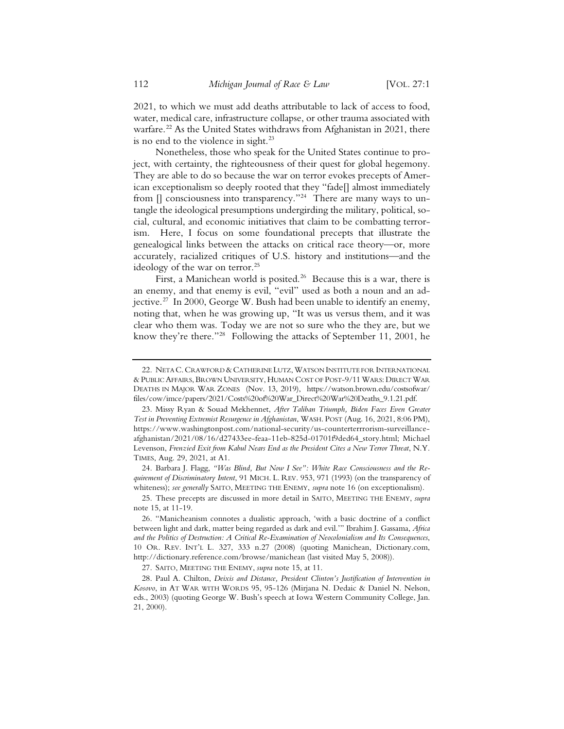2021, to which we must add deaths attributable to lack of access to food, water, medical care, infrastructure collapse, or other trauma associated with warfare.[22] As the United States withdraws from Afghanistan in 2021, there is no end to the violence in sight.[23]

Nonetheless, those who speak for the United States continue to project, with certainty, the righteousness of their quest for global hegemony. They are able to do so because the war on terror evokes precepts of American exceptionalism so deeply rooted that they "fade[] almost immediately from [] consciousness into transparency."[24] There are many ways to untangle the ideological presumptions undergirding the military, political, social, cultural, and economic initiatives that claim to be combatting terrorism. Here, I focus on some foundational precepts that illustrate the genealogical links between the attacks on critical race theory—or, more accurately, racialized critiques of U.S. history and institutions—and the ideology of the war on terror.[25]

First, a Manichean world is posited.[26] Because this is a war, there is an enemy, and that enemy is evil, "evil" used as both a noun and an adjective.[27] In 2000, George W. Bush had been unable to identify an enemy, noting that, when he was growing up, "It was us versus them, and it was clear who them was. Today we are not so sure who the they are, but we know they're there."[28] Following the attacks of September 11, 2001, he

---

22. NETA C. CRAWFORD & CATHERINE LUTZ, WATSON INSTITUTE FOR INTERNATIONAL & PUBLIC AFFAIRS, BROWN UNIVERSITY, HUMAN COST OF POST-9/11 WARS: DIRECT WAR DEATHS IN MAJOR WAR ZONES (Nov. 13, 2019), https://watson.brown.edu/costsofwar/files/cow/imce/papers/2021/Costs%20of%20War_Direct%20War%20Deaths_9.1.21.pdf.

23. Missy Ryan & Souad Mekhennet, *After Taliban Triumph, Biden Faces Even Greater Test in Preventing Extremist Resurgence in Afghanistan*, WASH. POST (Aug. 16, 2021, 8:06 PM), https://www.washingtonpost.com/national-security/us-counterterrrorism-surveillance-afghanistan/2021/08/16/d27433ee-feaa-11eb-825d-01701f9ded64_story.html; Michael Levenson, *Frenzied Exit from Kabul Nears End as the President Cites a New Terror Threat*, N.Y. TIMES, Aug. 29, 2021, at A1.

24. Barbara J. Flagg, *"Was Blind, But Now I See": White Race Consciousness and the Requirement of Discriminatory Intent*, 91 MICH. L. REV. 953, 971 (1993) (on the transparency of whiteness); *see generally* SAITO, MEETING THE ENEMY, *supra* note 16 (on exceptionalism).

25. These precepts are discussed in more detail in SAITO, MEETING THE ENEMY, *supra* note 15, at 11-19.

26. "Manicheanism connotes a dualistic approach, 'with a basic doctrine of a conflict between light and dark, matter being regarded as dark and evil.'" Ibrahim J. Gassama, *Africa and the Politics of Destruction: A Critical Re-Examination of Neocolonialism and Its Consequences*, 10 OR. REV. INT'L L. 327, 333 n.27 (2008) (quoting Manichean, Dictionary.com, http://dictionary.reference.com/browse/manichean (last visited May 5, 2008)).

27. SAITO, MEETING THE ENEMY, *supra* note 15, at 11.

28. Paul A. Chilton, *Deixis and Distance, President Clinton's Justification of Intervention in Kosovo*, in AT WAR WITH WORDS 95, 95-126 (Mirjana N. Dedaic & Daniel N. Nelson, eds., 2003) (quoting George W. Bush's speech at Iowa Western Community College, Jan. 21, 2000).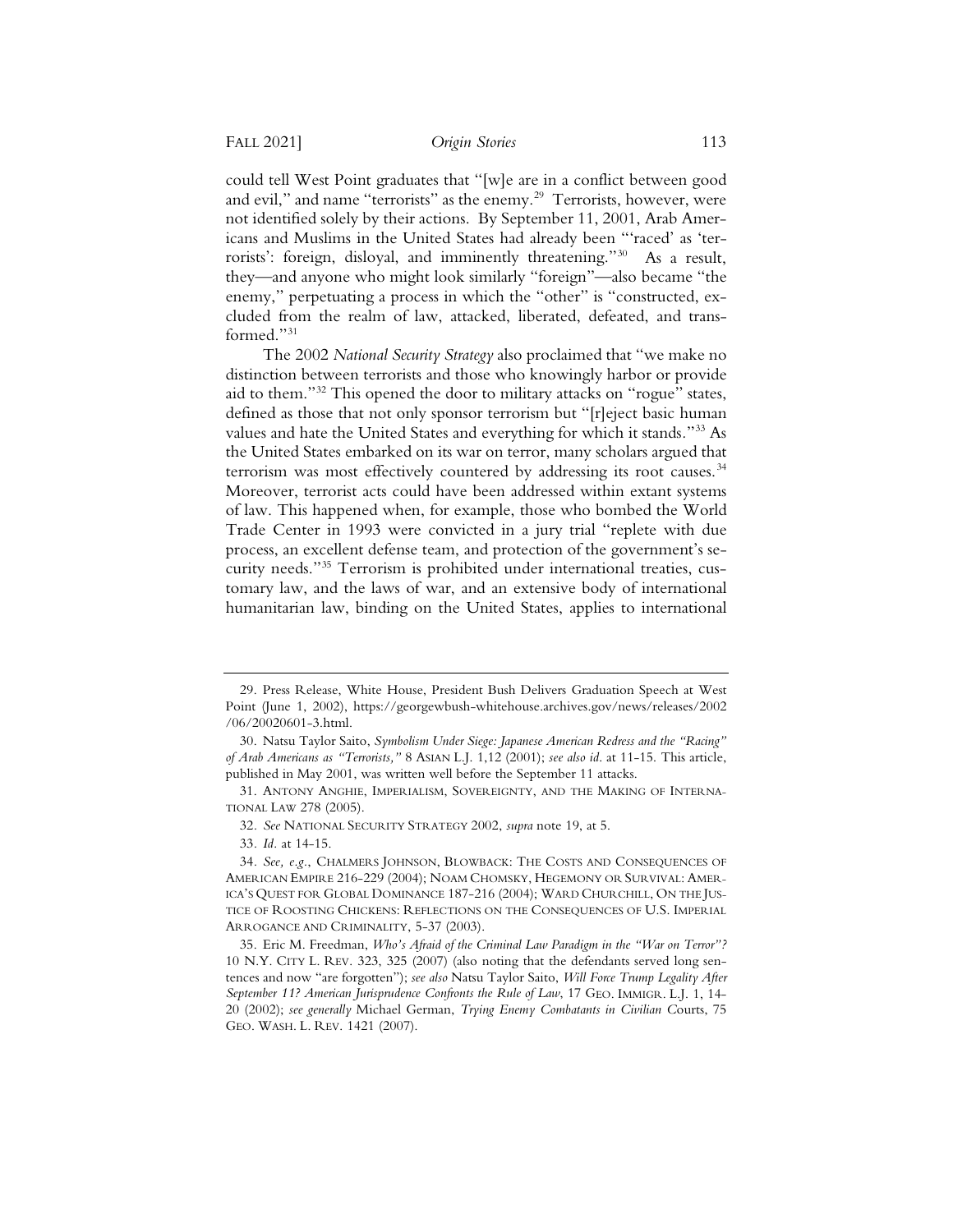could tell West Point graduates that "[w]e are in a conflict between good and evil," and name "terrorists" as the enemy.[29] Terrorists, however, were not identified solely by their actions. By September 11, 2001, Arab Americans and Muslims in the United States had already been "'raced' as 'terrorists': foreign, disloyal, and imminently threatening."[30] As a result, they—and anyone who might look similarly "foreign"—also became "the enemy," perpetuating a process in which the "other" is "constructed, excluded from the realm of law, attacked, liberated, defeated, and transformed."[31]

The 2002 *National Security Strategy* also proclaimed that "we make no distinction between terrorists and those who knowingly harbor or provide aid to them."[32] This opened the door to military attacks on "rogue" states, defined as those that not only sponsor terrorism but "[r]eject basic human values and hate the United States and everything for which it stands."[33] As the United States embarked on its war on terror, many scholars argued that terrorism was most effectively countered by addressing its root causes.[34] Moreover, terrorist acts could have been addressed within extant systems of law. This happened when, for example, those who bombed the World Trade Center in 1993 were convicted in a jury trial "replete with due process, an excellent defense team, and protection of the government's security needs."[35] Terrorism is prohibited under international treaties, customary law, and the laws of war, and an extensive body of international humanitarian law, binding on the United States, applies to international

---

29. Press Release, White House, President Bush Delivers Graduation Speech at West Point (June 1, 2002), https://georgewbush-whitehouse.archives.gov/news/releases/2002/06/20020601-3.html.

30. Natsu Taylor Saito, *Symbolism Under Siege: Japanese American Redress and the "Racing" of Arab Americans as "Terrorists,"* 8 ASIAN L.J. 1,12 (2001); *see also id*. at 11-15. This article, published in May 2001, was written well before the September 11 attacks.

31. ANTONY ANGHIE, IMPERIALISM, SOVEREIGNTY, AND THE MAKING OF INTERNATIONAL LAW 278 (2005).

32. *See* NATIONAL SECURITY STRATEGY 2002, *supra* note 19, at 5.

33. *Id*. at 14-15.

34. *See, e.g.*, CHALMERS JOHNSON, BLOWBACK: THE COSTS AND CONSEQUENCES OF AMERICAN EMPIRE 216-229 (2004); NOAM CHOMSKY, HEGEMONY OR SURVIVAL: AMERICA'S QUEST FOR GLOBAL DOMINANCE 187-216 (2004); WARD CHURCHILL, ON THE JUSTICE OF ROOSTING CHICKENS: REFLECTIONS ON THE CONSEQUENCES OF U.S. IMPERIAL ARROGANCE AND CRIMINALITY, 5-37 (2003).

35. Eric M. Freedman, *Who's Afraid of the Criminal Law Paradigm in the "War on Terror"?* 10 N.Y. CITY L. REV. 323, 325 (2007) (also noting that the defendants served long sentences and now "are forgotten"); *see also* Natsu Taylor Saito, *Will Force Trump Legality After September 11? American Jurisprudence Confronts the Rule of Law*, 17 GEO. IMMIGR. L.J. 1, 14-20 (2002); *see generally* Michael German, *Trying Enemy Combatants in Civilian Courts*, 75 GEO. WASH. L. REV. 1421 (2007).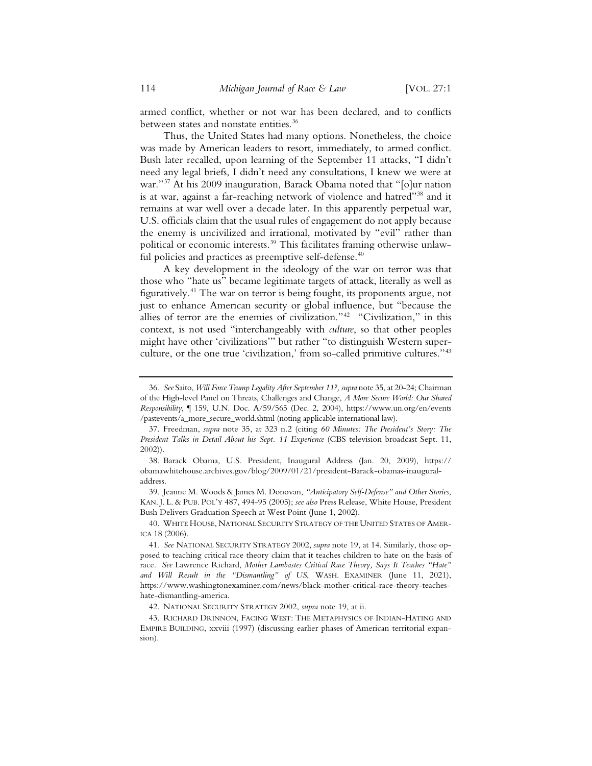armed conflict, whether or not war has been declared, and to conflicts between states and nonstate entities.[36]

Thus, the United States had many options. Nonetheless, the choice was made by American leaders to resort, immediately, to armed conflict. Bush later recalled, upon learning of the September 11 attacks, "I didn't need any legal briefs, I didn't need any consultations, I knew we were at war."[37] At his 2009 inauguration, Barack Obama noted that "[o]ur nation is at war, against a far-reaching network of violence and hatred"[38] and it remains at war well over a decade later. In this apparently perpetual war, U.S. officials claim that the usual rules of engagement do not apply because the enemy is uncivilized and irrational, motivated by "evil" rather than political or economic interests.[39] This facilitates framing otherwise unlawful policies and practices as preemptive self-defense.[40]

A key development in the ideology of the war on terror was that those who "hate us" became legitimate targets of attack, literally as well as figuratively.[41] The war on terror is being fought, its proponents argue, not just to enhance American security or global influence, but "because the allies of terror are the enemies of civilization."[42] "Civilization," in this context, is not used "interchangeably with *culture*, so that other peoples might have other 'civilizations'" but rather "to distinguish Western super-culture, or the one true 'civilization,' from so-called primitive cultures."[43]

---

36. *See* Saito, *Will Force Trump Legality After September 11?*, *supra* note 35, at 20-24; Chairman of the High-level Panel on Threats, Challenges and Change, *A More Secure World: Our Shared Responsibility*, ¶ 159, U.N. Doc. A/59/565 (Dec. 2, 2004), https://www.un.org/en/events/pastevents/a_more_secure_world.shtml (noting applicable international law).

37. Freedman, *supra* note 35, at 323 n.2 (citing *60 Minutes: The President's Story: The President Talks in Detail About his Sept. 11 Experience* (CBS television broadcast Sept. 11, 2002)).

38. Barack Obama, U.S. President, Inaugural Address (Jan. 20, 2009), https://obamawhitehouse.archives.gov/blog/2009/01/21/president-Barack-obamas-inaugural-address.

39. Jeanne M. Woods & James M. Donovan, *"Anticipatory Self-Defense" and Other Stories*, KAN. J. L. & PUB. POL'Y 487, 494-95 (2005); *see also* Press Release, White House, President Bush Delivers Graduation Speech at West Point (June 1, 2002).

40. WHITE HOUSE, NATIONAL SECURITY STRATEGY OF THE UNITED STATES OF AMERICA 18 (2006).

41. *See* NATIONAL SECURITY STRATEGY 2002, *supra* note 19, at 14. Similarly, those opposed to teaching critical race theory claim that it teaches children to hate on the basis of race. *See* Lawrence Richard, *Mother Lambastes Critical Race Theory, Says It Teaches "Hate" and Will Result in the "Dismantling" of US*, WASH. EXAMINER (June 11, 2021), https://www.washingtonexaminer.com/news/black-mother-critical-race-theory-teaches-hate-dismantling-america.

42. NATIONAL SECURITY STRATEGY 2002, *supra* note 19, at ii.

43. RICHARD DRINNON, FACING WEST: THE METAPHYSICS OF INDIAN-HATING AND EMPIRE BUILDING, xxviii (1997) (discussing earlier phases of American territorial expansion).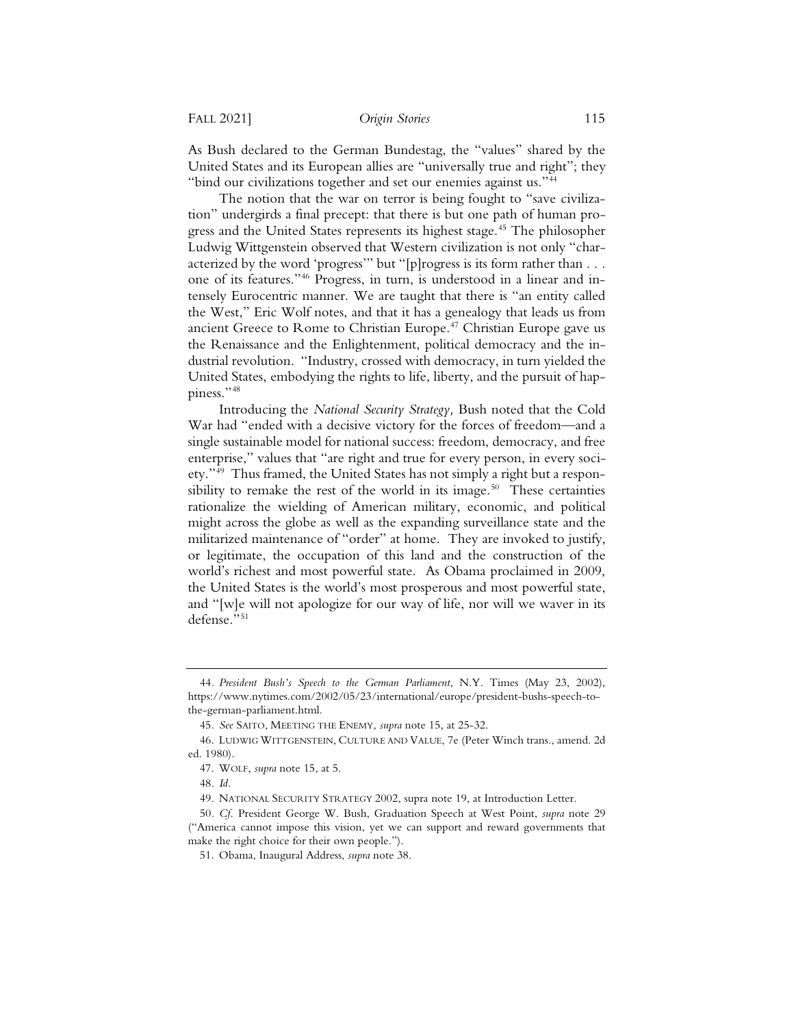As Bush declared to the German Bundestag, the "values" shared by the United States and its European allies are "universally true and right"; they "bind our civilizations together and set our enemies against us."[44]

The notion that the war on terror is being fought to "save civilization" undergirds a final precept: that there is but one path of human progress and the United States represents its highest stage.[45] The philosopher Ludwig Wittgenstein observed that Western civilization is not only "characterized by the word 'progress'" but "[p]rogress is its form rather than . . . one of its features."[46] Progress, in turn, is understood in a linear and intensely Eurocentric manner. We are taught that there is "an entity called the West," Eric Wolf notes, and that it has a genealogy that leads us from ancient Greece to Rome to Christian Europe.[47] Christian Europe gave us the Renaissance and the Enlightenment, political democracy and the industrial revolution. "Industry, crossed with democracy, in turn yielded the United States, embodying the rights to life, liberty, and the pursuit of happiness."[48]

Introducing the *National Security Strategy,* Bush noted that the Cold War had "ended with a decisive victory for the forces of freedom—and a single sustainable model for national success: freedom, democracy, and free enterprise," values that "are right and true for every person, in every society."[49] Thus framed, the United States has not simply a right but a responsibility to remake the rest of the world in its image.[50] These certainties rationalize the wielding of American military, economic, and political might across the globe as well as the expanding surveillance state and the militarized maintenance of "order" at home. They are invoked to justify, or legitimate, the occupation of this land and the construction of the world's richest and most powerful state. As Obama proclaimed in 2009, the United States is the world's most prosperous and most powerful state, and "[w]e will not apologize for our way of life, nor will we waver in its defense."[51]

---

44. *President Bush's Speech to the German Parliament*, N.Y. Times (May 23, 2002), https://www.nytimes.com/2002/05/23/international/europe/president-bushs-speech-to-the-german-parliament.html.

45. *See* SAITO, MEETING THE ENEMY, *supra* note 15, at 25-32.

46. LUDWIG WITTGENSTEIN, CULTURE AND VALUE, 7e (Peter Winch trans., amend. 2d ed. 1980).

47. WOLF, *supra* note 15, at 5.

48. *Id.*

49. NATIONAL SECURITY STRATEGY 2002, supra note 19, at Introduction Letter.

50. *Cf.* President George W. Bush, Graduation Speech at West Point, *supra* note 29 ("America cannot impose this vision, yet we can support and reward governments that make the right choice for their own people.").

51. Obama, Inaugural Address, *supra* note 38.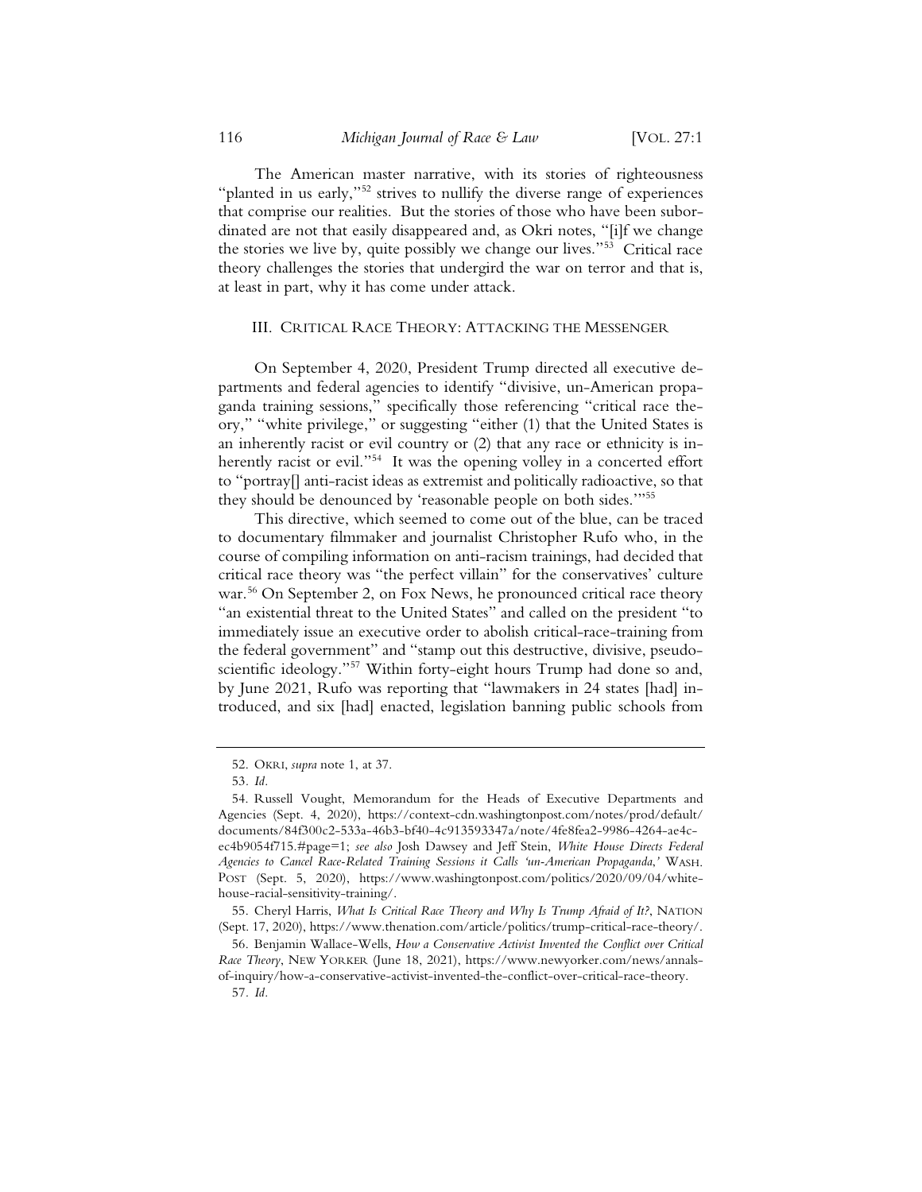The American master narrative, with its stories of righteousness "planted in us early,"[52] strives to nullify the diverse range of experiences that comprise our realities. But the stories of those who have been subordinated are not that easily disappeared and, as Okri notes, "[i]f we change the stories we live by, quite possibly we change our lives."[53] Critical race theory challenges the stories that undergird the war on terror and that is, at least in part, why it has come under attack.

## III. Critical Race Theory: Attacking the Messenger

On September 4, 2020, President Trump directed all executive departments and federal agencies to identify "divisive, un-American propaganda training sessions," specifically those referencing "critical race theory," "white privilege," or suggesting "either (1) that the United States is an inherently racist or evil country or (2) that any race or ethnicity is inherently racist or evil."[54] It was the opening volley in a concerted effort to "portray[] anti-racist ideas as extremist and politically radioactive, so that they should be denounced by 'reasonable people on both sides.'"[55]

This directive, which seemed to come out of the blue, can be traced to documentary filmmaker and journalist Christopher Rufo who, in the course of compiling information on anti-racism trainings, had decided that critical race theory was "the perfect villain" for the conservatives' culture war.[56] On September 2, on Fox News, he pronounced critical race theory "an existential threat to the United States" and called on the president "to immediately issue an executive order to abolish critical-race-training from the federal government" and "stamp out this destructive, divisive, pseudo-scientific ideology."[57] Within forty-eight hours Trump had done so and, by June 2021, Rufo was reporting that "lawmakers in 24 states [had] introduced, and six [had] enacted, legislation banning public schools from

---

52. Okri, *supra* note 1, at 37.

53. *Id.*

54. Russell Vought, Memorandum for the Heads of Executive Departments and Agencies (Sept. 4, 2020), https://context-cdn.washingtonpost.com/notes/prod/default/documents/84f300c2-533a-46b3-bf40-4c913593347a/note/4fe8fea2-9986-4264-ae4c-ec4b9054f715.#page=1; *see also* Josh Dawsey and Jeff Stein, *White House Directs Federal Agencies to Cancel Race-Related Training Sessions it Calls 'un-American Propaganda,'* Wash. Post (Sept. 5, 2020), https://www.washingtonpost.com/politics/2020/09/04/white-house-racial-sensitivity-training/.

55. Cheryl Harris, *What Is Critical Race Theory and Why Is Trump Afraid of It?*, Nation (Sept. 17, 2020), https://www.thenation.com/article/politics/trump-critical-race-theory/.

56. Benjamin Wallace-Wells, *How a Conservative Activist Invented the Conflict over Critical Race Theory*, New Yorker (June 18, 2021), https://www.newyorker.com/news/annals-of-inquiry/how-a-conservative-activist-invented-the-conflict-over-critical-race-theory.

57. *Id.*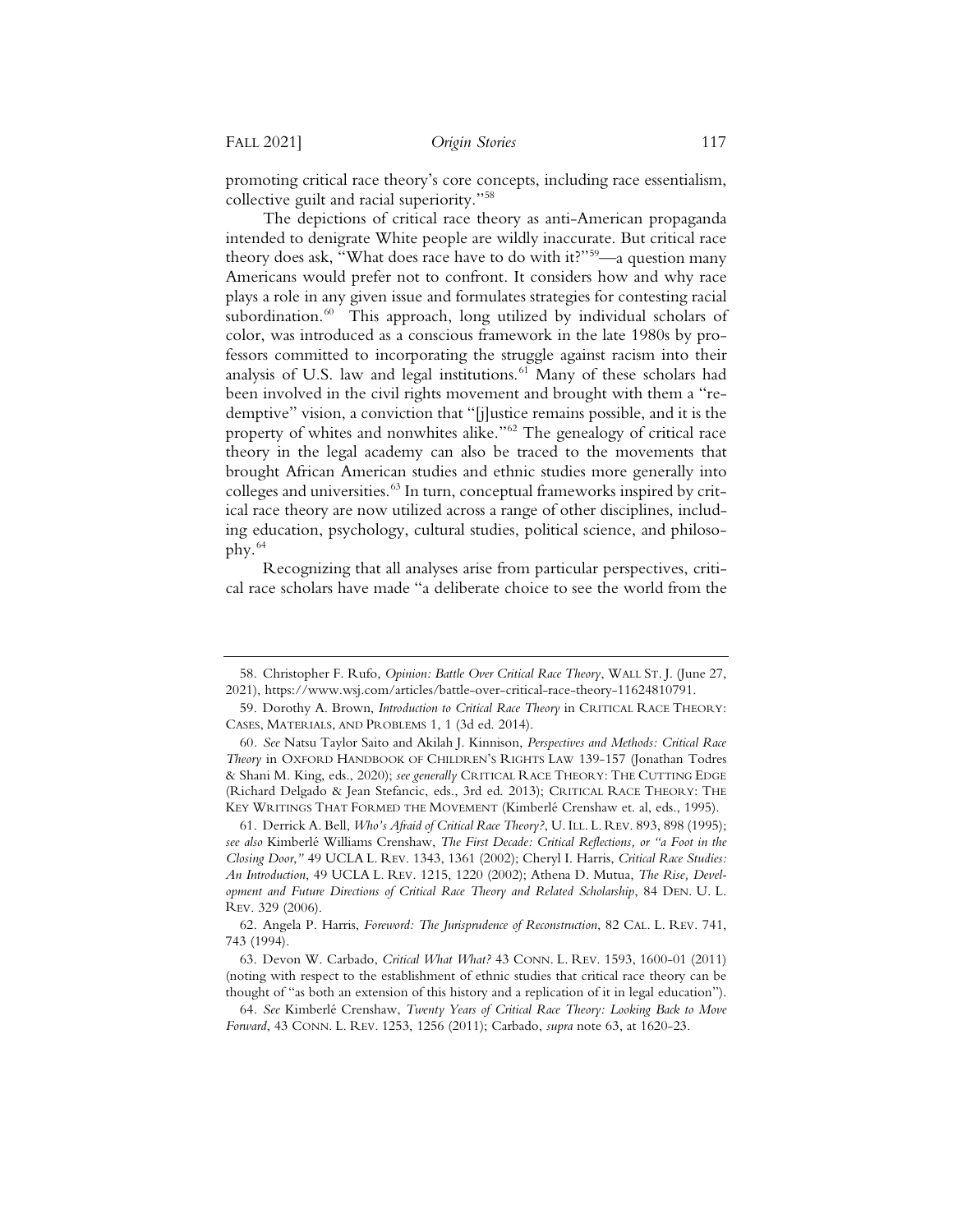promoting critical race theory's core concepts, including race essentialism, collective guilt and racial superiority."[58]

The depictions of critical race theory as anti-American propaganda intended to denigrate White people are wildly inaccurate. But critical race theory does ask, "What does race have to do with it?"[59]—a question many Americans would prefer not to confront. It considers how and why race plays a role in any given issue and formulates strategies for contesting racial subordination.[60] This approach, long utilized by individual scholars of color, was introduced as a conscious framework in the late 1980s by professors committed to incorporating the struggle against racism into their analysis of U.S. law and legal institutions.[61] Many of these scholars had been involved in the civil rights movement and brought with them a "redemptive" vision, a conviction that "[j]ustice remains possible, and it is the property of whites and nonwhites alike."[62] The genealogy of critical race theory in the legal academy can also be traced to the movements that brought African American studies and ethnic studies more generally into colleges and universities.[63] In turn, conceptual frameworks inspired by critical race theory are now utilized across a range of other disciplines, including education, psychology, cultural studies, political science, and philosophy.[64]

Recognizing that all analyses arise from particular perspectives, critical race scholars have made "a deliberate choice to see the world from the

---

58. Christopher F. Rufo, *Opinion: Battle Over Critical Race Theory*, WALL ST. J. (June 27, 2021), https://www.wsj.com/articles/battle-over-critical-race-theory-11624810791.

59. Dorothy A. Brown, *Introduction to Critical Race Theory* in CRITICAL RACE THEORY: CASES, MATERIALS, AND PROBLEMS 1, 1 (3d ed. 2014).

60. *See* Natsu Taylor Saito and Akilah J. Kinnison, *Perspectives and Methods: Critical Race Theory* in OXFORD HANDBOOK OF CHILDREN'S RIGHTS LAW 139-157 (Jonathan Todres & Shani M. King, eds., 2020); *see generally* CRITICAL RACE THEORY: THE CUTTING EDGE (Richard Delgado & Jean Stefancic, eds., 3rd ed. 2013); CRITICAL RACE THEORY: THE KEY WRITINGS THAT FORMED THE MOVEMENT (Kimberlé Crenshaw et. al, eds., 1995).

61. Derrick A. Bell, *Who's Afraid of Critical Race Theory?*, U. ILL. L. REV. 893, 898 (1995); *see also* Kimberlé Williams Crenshaw, *The First Decade: Critical Reflections, or "a Foot in the Closing Door,"* 49 UCLA L. REV. 1343, 1361 (2002); Cheryl I. Harris, *Critical Race Studies: An Introduction*, 49 UCLA L. REV. 1215, 1220 (2002); Athena D. Mutua, *The Rise, Development and Future Directions of Critical Race Theory and Related Scholarship*, 84 DEN. U. L. REV. 329 (2006).

62. Angela P. Harris, *Foreword: The Jurisprudence of Reconstruction*, 82 CAL. L. REV. 741, 743 (1994).

63. Devon W. Carbado, *Critical What What?* 43 CONN. L. REV. 1593, 1600-01 (2011) (noting with respect to the establishment of ethnic studies that critical race theory can be thought of "as both an extension of this history and a replication of it in legal education").

64. *See* Kimberlé Crenshaw, *Twenty Years of Critical Race Theory: Looking Back to Move Forward*, 43 CONN. L. REV. 1253, 1256 (2011); Carbado, *supra* note 63, at 1620-23.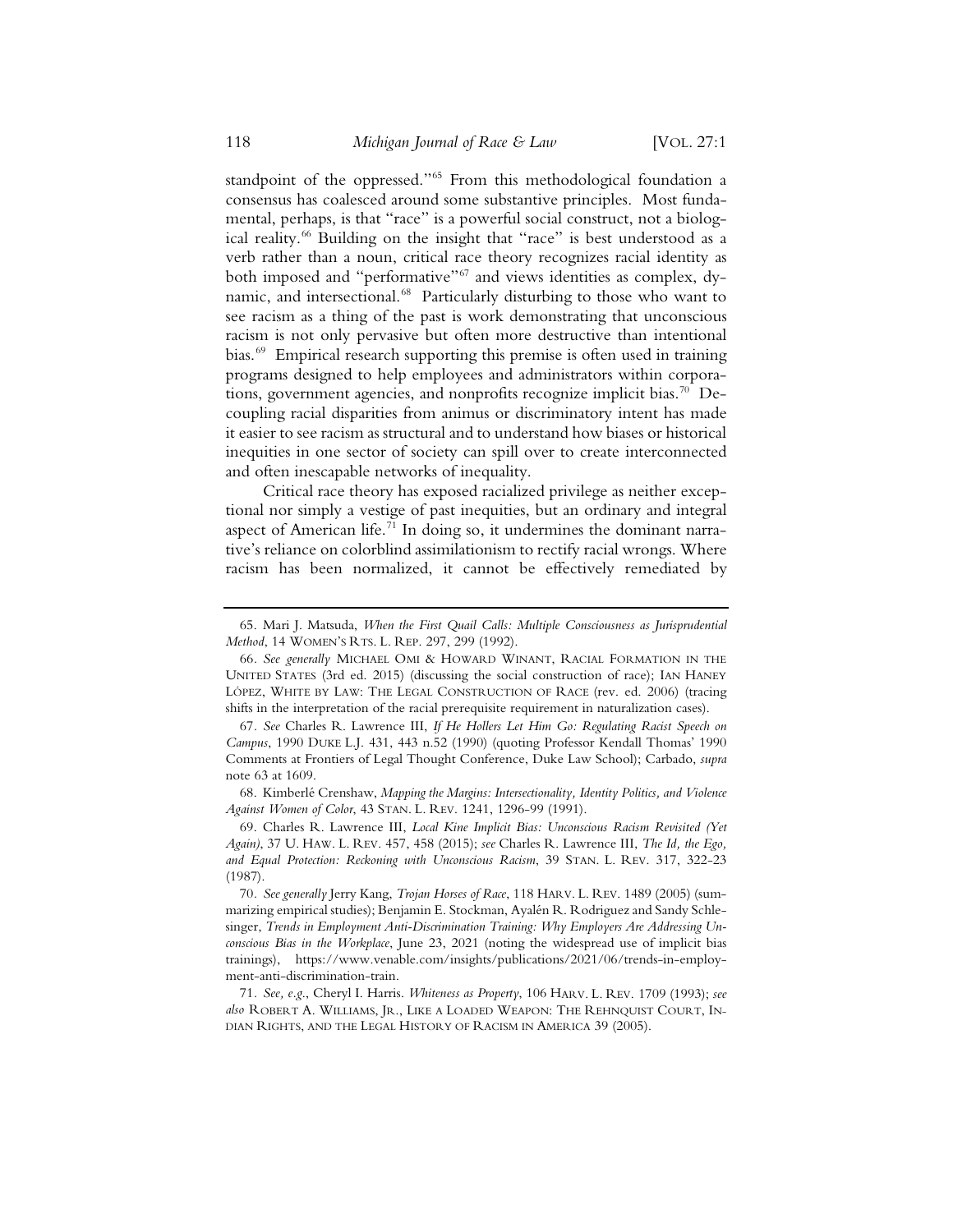standpoint of the oppressed."[65] From this methodological foundation a consensus has coalesced around some substantive principles. Most fundamental, perhaps, is that "race" is a powerful social construct, not a biological reality.[66] Building on the insight that "race" is best understood as a verb rather than a noun, critical race theory recognizes racial identity as both imposed and "performative"[67] and views identities as complex, dynamic, and intersectional.[68] Particularly disturbing to those who want to see racism as a thing of the past is work demonstrating that unconscious racism is not only pervasive but often more destructive than intentional bias.[69] Empirical research supporting this premise is often used in training programs designed to help employees and administrators within corporations, government agencies, and nonprofits recognize implicit bias.[70] Decoupling racial disparities from animus or discriminatory intent has made it easier to see racism as structural and to understand how biases or historical inequities in one sector of society can spill over to create interconnected and often inescapable networks of inequality.

Critical race theory has exposed racialized privilege as neither exceptional nor simply a vestige of past inequities, but an ordinary and integral aspect of American life.[71] In doing so, it undermines the dominant narrative's reliance on colorblind assimilationism to rectify racial wrongs. Where racism has been normalized, it cannot be effectively remediated by

---

65. Mari J. Matsuda, *When the First Quail Calls: Multiple Consciousness as Jurisprudential Method*, 14 WOMEN'S RTS. L. REP. 297, 299 (1992).

66. *See generally* MICHAEL OMI & HOWARD WINANT, RACIAL FORMATION IN THE UNITED STATES (3rd ed. 2015) (discussing the social construction of race); IAN HANEY LÓPEZ, WHITE BY LAW: THE LEGAL CONSTRUCTION OF RACE (rev. ed. 2006) (tracing shifts in the interpretation of the racial prerequisite requirement in naturalization cases).

67. *See* Charles R. Lawrence III, *If He Hollers Let Him Go: Regulating Racist Speech on Campus*, 1990 DUKE L.J. 431, 443 n.52 (1990) (quoting Professor Kendall Thomas' 1990 Comments at Frontiers of Legal Thought Conference, Duke Law School); Carbado, *supra* note 63 at 1609.

68. Kimberlé Crenshaw, *Mapping the Margins: Intersectionality, Identity Politics, and Violence Against Women of Color*, 43 STAN. L. REV. 1241, 1296-99 (1991).

69. Charles R. Lawrence III, *Local Kine Implicit Bias: Unconscious Racism Revisited (Yet Again)*, 37 U. HAW. L. REV. 457, 458 (2015); *see* Charles R. Lawrence III, *The Id, the Ego, and Equal Protection: Reckoning with Unconscious Racism*, 39 STAN. L. REV. 317, 322-23 (1987).

70. *See generally* Jerry Kang, *Trojan Horses of Race*, 118 HARV. L. REV. 1489 (2005) (summarizing empirical studies); Benjamin E. Stockman, Ayalén R. Rodriguez and Sandy Schlesinger, *Trends in Employment Anti-Discrimination Training: Why Employers Are Addressing Unconscious Bias in the Workplace*, June 23, 2021 (noting the widespread use of implicit bias trainings), https://www.venable.com/insights/publications/2021/06/trends-in-employment-anti-discrimination-train.

71. *See, e.g.*, Cheryl I. Harris. *Whiteness as Property*, 106 HARV. L. REV. 1709 (1993); *see also* ROBERT A. WILLIAMS, JR., LIKE A LOADED WEAPON: THE REHNQUIST COURT, INDIAN RIGHTS, AND THE LEGAL HISTORY OF RACISM IN AMERICA 39 (2005).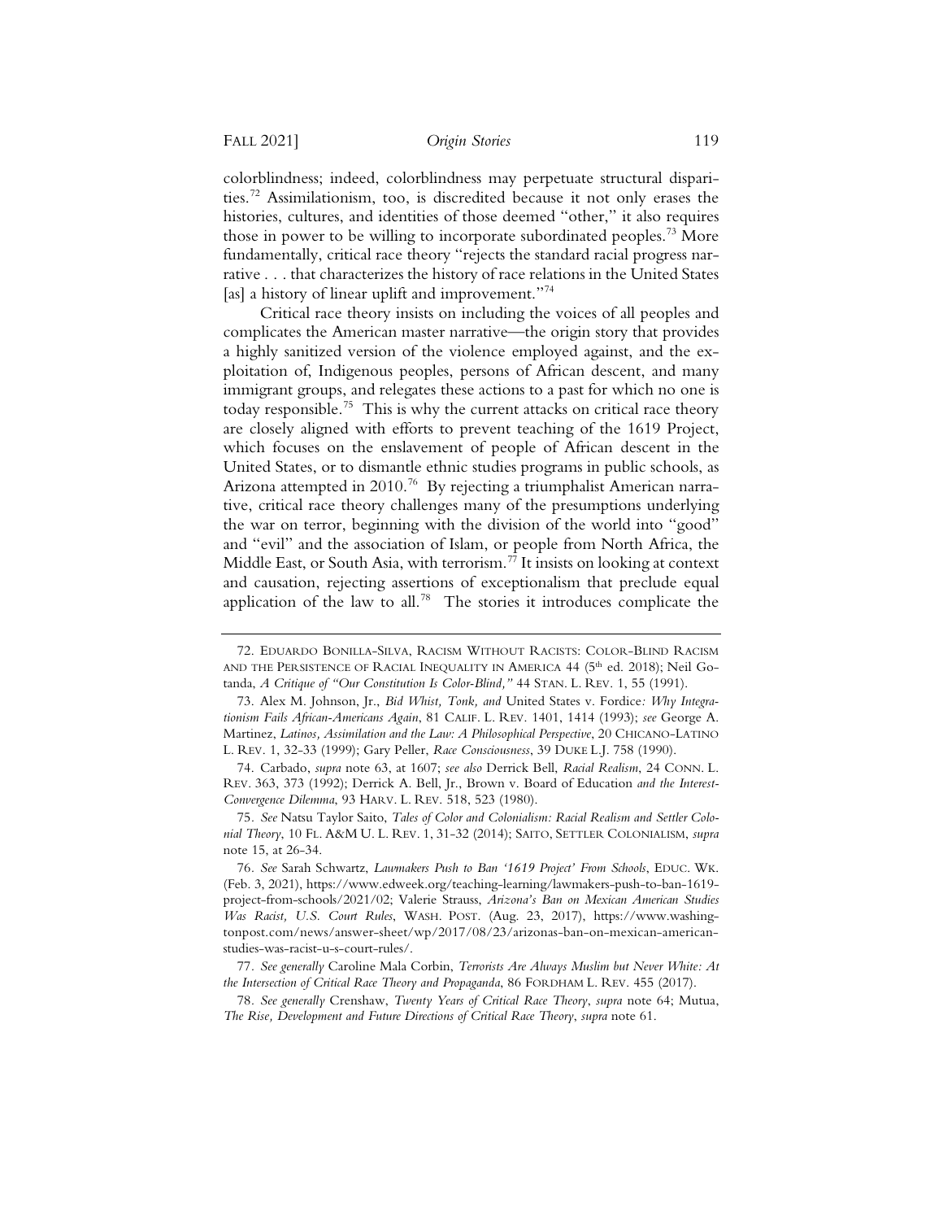colorblindness; indeed, colorblindness may perpetuate structural disparities.[72] Assimilationism, too, is discredited because it not only erases the histories, cultures, and identities of those deemed "other," it also requires those in power to be willing to incorporate subordinated peoples.[73] More fundamentally, critical race theory "rejects the standard racial progress narrative . . . that characterizes the history of race relations in the United States [as] a history of linear uplift and improvement."[74]

Critical race theory insists on including the voices of all peoples and complicates the American master narrative—the origin story that provides a highly sanitized version of the violence employed against, and the exploitation of, Indigenous peoples, persons of African descent, and many immigrant groups, and relegates these actions to a past for which no one is today responsible.[75] This is why the current attacks on critical race theory are closely aligned with efforts to prevent teaching of the 1619 Project, which focuses on the enslavement of people of African descent in the United States, or to dismantle ethnic studies programs in public schools, as Arizona attempted in 2010.[76] By rejecting a triumphalist American narrative, critical race theory challenges many of the presumptions underlying the war on terror, beginning with the division of the world into "good" and "evil" and the association of Islam, or people from North Africa, the Middle East, or South Asia, with terrorism.[77] It insists on looking at context and causation, rejecting assertions of exceptionalism that preclude equal application of the law to all.[78] The stories it introduces complicate the

---

72. EDUARDO BONILLA-SILVA, RACISM WITHOUT RACISTS: COLOR-BLIND RACISM AND THE PERSISTENCE OF RACIAL INEQUALITY IN AMERICA 44 (5th ed. 2018); Neil Gotanda, *A Critique of "Our Constitution Is Color-Blind,"* 44 STAN. L. REV. 1, 55 (1991).

73. Alex M. Johnson, Jr., *Bid Whist, Tonk, and* United States v. Fordice*: Why Integrationism Fails African-Americans Again*, 81 CALIF. L. REV. 1401, 1414 (1993); *see* George A. Martinez, *Latinos, Assimilation and the Law: A Philosophical Perspective*, 20 CHICANO-LATINO L. REV. 1, 32-33 (1999); Gary Peller, *Race Consciousness*, 39 DUKE L.J. 758 (1990).

74. Carbado, *supra* note 63, at 1607; *see also* Derrick Bell, *Racial Realism*, 24 CONN. L. REV. 363, 373 (1992); Derrick A. Bell, Jr., Brown v. Board of Education *and the Interest-Convergence Dilemma*, 93 HARV. L. REV. 518, 523 (1980).

75. *See* Natsu Taylor Saito, *Tales of Color and Colonialism: Racial Realism and Settler Colonial Theory*, 10 FL. A&M U. L. REV. 1, 31-32 (2014); SAITO, SETTLER COLONIALISM, *supra* note 15, at 26-34.

76. *See* Sarah Schwartz, *Lawmakers Push to Ban '1619 Project' From Schools*, EDUC. WK. (Feb. 3, 2021), https://www.edweek.org/teaching-learning/lawmakers-push-to-ban-1619-project-from-schools/2021/02; Valerie Strauss, *Arizona's Ban on Mexican American Studies Was Racist, U.S. Court Rules*, WASH. POST. (Aug. 23, 2017), https://www.washingtonpost.com/news/answer-sheet/wp/2017/08/23/arizonas-ban-on-mexican-american-studies-was-racist-u-s-court-rules/.

77. *See generally* Caroline Mala Corbin, *Terrorists Are Always Muslim but Never White: At the Intersection of Critical Race Theory and Propaganda*, 86 FORDHAM L. REV. 455 (2017).

78. *See generally* Crenshaw, *Twenty Years of Critical Race Theory*, *supra* note 64; Mutua, *The Rise, Development and Future Directions of Critical Race Theory*, *supra* note 61.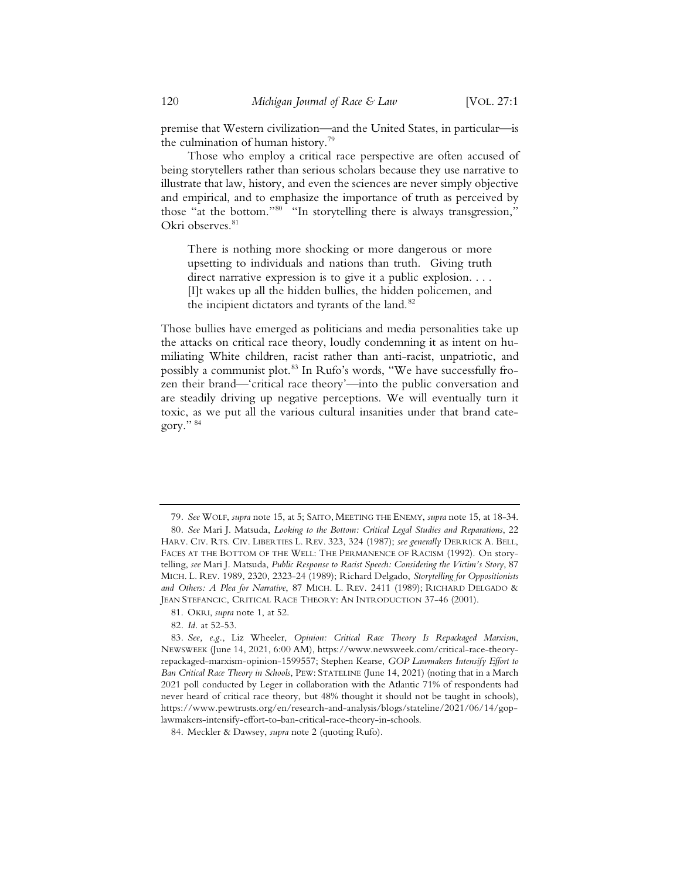premise that Western civilization—and the United States, in particular—is the culmination of human history.[79]

Those who employ a critical race perspective are often accused of being storytellers rather than serious scholars because they use narrative to illustrate that law, history, and even the sciences are never simply objective and empirical, and to emphasize the importance of truth as perceived by those "at the bottom."[80] "In storytelling there is always transgression," Okri observes.[81]

> There is nothing more shocking or more dangerous or more upsetting to individuals and nations than truth. Giving truth direct narrative expression is to give it a public explosion. . . . [I]t wakes up all the hidden bullies, the hidden policemen, and the incipient dictators and tyrants of the land.[82]

Those bullies have emerged as politicians and media personalities take up the attacks on critical race theory, loudly condemning it as intent on humiliating White children, racist rather than anti-racist, unpatriotic, and possibly a communist plot.[83] In Rufo's words, "We have successfully frozen their brand—'critical race theory'—into the public conversation and are steadily driving up negative perceptions. We will eventually turn it toxic, as we put all the various cultural insanities under that brand category." [84]

---

79. *See* WOLF, *supra* note 15, at 5; SAITO, MEETING THE ENEMY, *supra* note 15, at 18-34.

80. *See* Mari J. Matsuda, *Looking to the Bottom: Critical Legal Studies and Reparations*, 22 HARV. CIV. RTS. CIV. LIBERTIES L. REV. 323, 324 (1987); *see generally* DERRICK A. BELL, FACES AT THE BOTTOM OF THE WELL: THE PERMANENCE OF RACISM (1992). On storytelling, *see* Mari J. Matsuda, *Public Response to Racist Speech: Considering the Victim's Story*, 87 MICH. L. REV. 1989, 2320, 2323-24 (1989); Richard Delgado, *Storytelling for Oppositionists and Others: A Plea for Narrative*, 87 MICH. L. REV. 2411 (1989); RICHARD DELGADO & JEAN STEFANCIC, CRITICAL RACE THEORY: AN INTRODUCTION 37-46 (2001).

81. OKRI, *supra* note 1, at 52.

82. *Id.* at 52-53.

83. *See, e.g.*, Liz Wheeler, *Opinion: Critical Race Theory Is Repackaged Marxism*, NEWSWEEK (June 14, 2021, 6:00 AM), https://www.newsweek.com/critical-race-theory-repackaged-marxism-opinion-1599557; Stephen Kearse, *GOP Lawmakers Intensify Effort to Ban Critical Race Theory in Schools*, PEW: STATELINE (June 14, 2021) (noting that in a March 2021 poll conducted by Leger in collaboration with the Atlantic 71% of respondents had never heard of critical race theory, but 48% thought it should not be taught in schools), https://www.pewtrusts.org/en/research-and-analysis/blogs/stateline/2021/06/14/gop-lawmakers-intensify-effort-to-ban-critical-race-theory-in-schools.

84. Meckler & Dawsey, *supra* note 2 (quoting Rufo).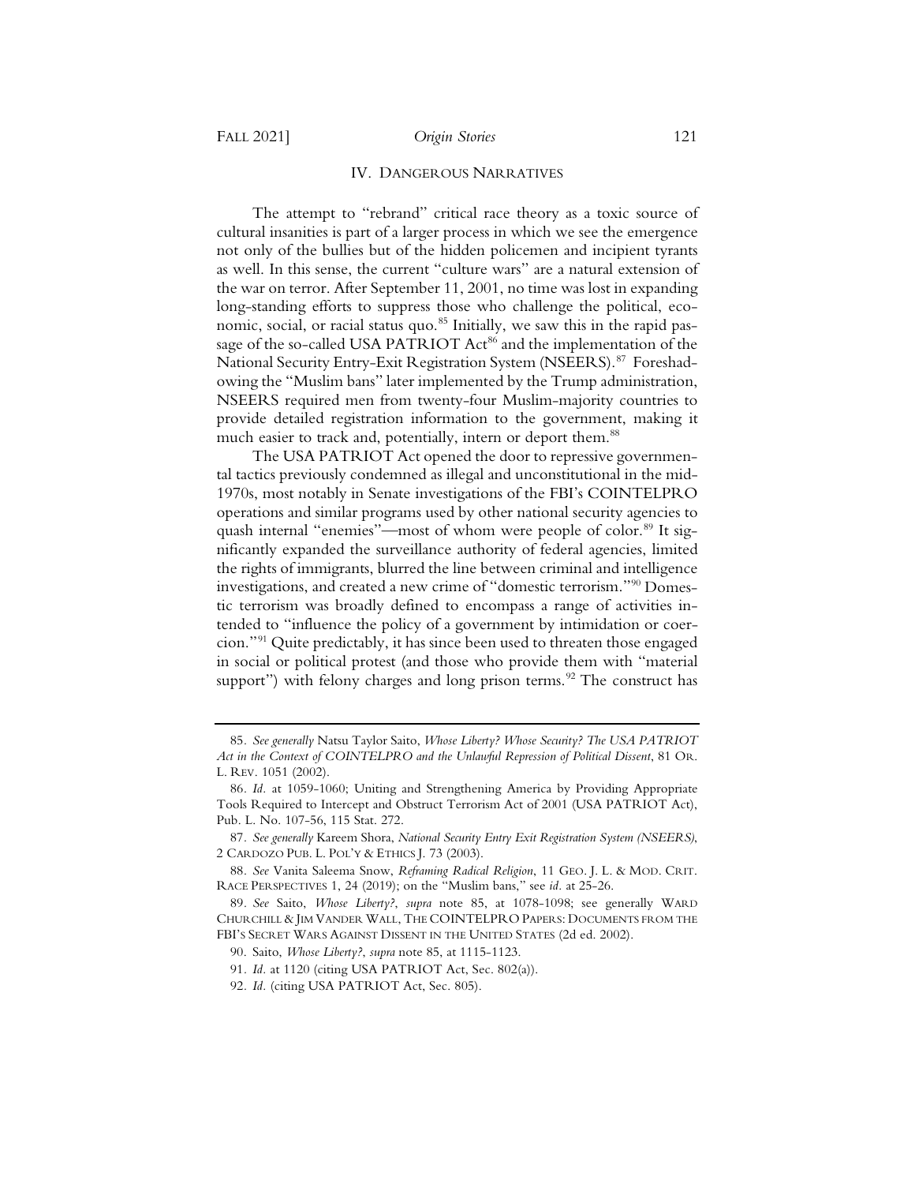## IV. DANGEROUS NARRATIVES

The attempt to "rebrand" critical race theory as a toxic source of cultural insanities is part of a larger process in which we see the emergence not only of the bullies but of the hidden policemen and incipient tyrants as well. In this sense, the current "culture wars" are a natural extension of the war on terror. After September 11, 2001, no time was lost in expanding long-standing efforts to suppress those who challenge the political, economic, social, or racial status quo.[85] Initially, we saw this in the rapid passage of the so-called USA PATRIOT Act[86] and the implementation of the National Security Entry-Exit Registration System (NSEERS).[87] Foreshadowing the "Muslim bans" later implemented by the Trump administration, NSEERS required men from twenty-four Muslim-majority countries to provide detailed registration information to the government, making it much easier to track and, potentially, intern or deport them.[88]

The USA PATRIOT Act opened the door to repressive governmental tactics previously condemned as illegal and unconstitutional in the mid-1970s, most notably in Senate investigations of the FBI's COINTELPRO operations and similar programs used by other national security agencies to quash internal "enemies"—most of whom were people of color.[89] It significantly expanded the surveillance authority of federal agencies, limited the rights of immigrants, blurred the line between criminal and intelligence investigations, and created a new crime of "domestic terrorism."[90] Domestic terrorism was broadly defined to encompass a range of activities intended to "influence the policy of a government by intimidation or coercion."[91] Quite predictably, it has since been used to threaten those engaged in social or political protest (and those who provide them with "material support") with felony charges and long prison terms.[92] The construct has

---

85. *See generally* Natsu Taylor Saito, *Whose Liberty? Whose Security? The USA PATRIOT Act in the Context of COINTELPRO and the Unlawful Repression of Political Dissent*, 81 OR. L. REV. 1051 (2002).

86. *Id.* at 1059-1060; Uniting and Strengthening America by Providing Appropriate Tools Required to Intercept and Obstruct Terrorism Act of 2001 (USA PATRIOT Act), Pub. L. No. 107-56, 115 Stat. 272.

87. *See generally* Kareem Shora, *National Security Entry Exit Registration System (NSEERS)*, 2 CARDOZO PUB. L. POL'Y & ETHICS J. 73 (2003).

88. *See* Vanita Saleema Snow, *Reframing Radical Religion*, 11 GEO. J. L. & MOD. CRIT. RACE PERSPECTIVES 1, 24 (2019); on the "Muslim bans," see *id.* at 25-26.

89. *See* Saito, *Whose Liberty?*, *supra* note 85, at 1078-1098; see generally WARD CHURCHILL & JIM VANDER WALL, THE COINTELPRO PAPERS: DOCUMENTS FROM THE FBI'S SECRET WARS AGAINST DISSENT IN THE UNITED STATES (2d ed. 2002).

90. Saito, *Whose Liberty?*, *supra* note 85, at 1115-1123.

91. *Id.* at 1120 (citing USA PATRIOT Act, Sec. 802(a)).

92. *Id.* (citing USA PATRIOT Act, Sec. 805).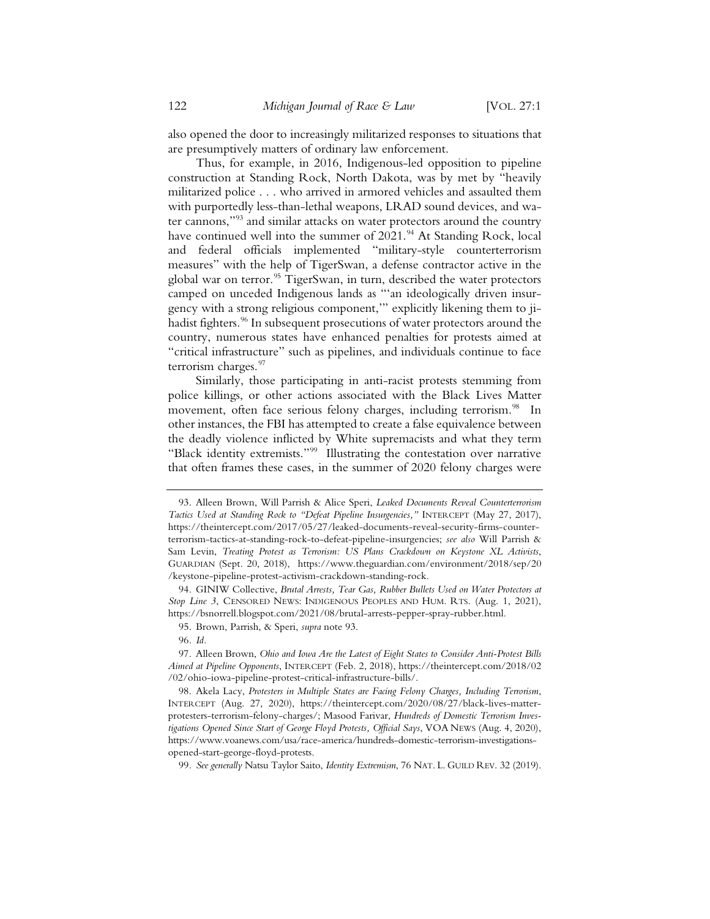also opened the door to increasingly militarized responses to situations that are presumptively matters of ordinary law enforcement.

Thus, for example, in 2016, Indigenous-led opposition to pipeline construction at Standing Rock, North Dakota, was by met by "heavily militarized police . . . who arrived in armored vehicles and assaulted them with purportedly less-than-lethal weapons, LRAD sound devices, and water cannons,"[93] and similar attacks on water protectors around the country have continued well into the summer of 2021.[94] At Standing Rock, local and federal officials implemented "military-style counterterrorism measures" with the help of TigerSwan, a defense contractor active in the global war on terror.[95] TigerSwan, in turn, described the water protectors camped on unceded Indigenous lands as "'an ideologically driven insurgency with a strong religious component,'" explicitly likening them to jihadist fighters.[96] In subsequent prosecutions of water protectors around the country, numerous states have enhanced penalties for protests aimed at "critical infrastructure" such as pipelines, and individuals continue to face terrorism charges.[97]

Similarly, those participating in anti-racist protests stemming from police killings, or other actions associated with the Black Lives Matter movement, often face serious felony charges, including terrorism.[98] In other instances, the FBI has attempted to create a false equivalence between the deadly violence inflicted by White supremacists and what they term "Black identity extremists."[99] Illustrating the contestation over narrative that often frames these cases, in the summer of 2020 felony charges were

---

93. Alleen Brown, Will Parrish & Alice Speri, *Leaked Documents Reveal Counterterrorism Tactics Used at Standing Rock to "Defeat Pipeline Insurgencies,"* INTERCEPT (May 27, 2017), https://theintercept.com/2017/05/27/leaked-documents-reveal-security-firms-counter-terrorism-tactics-at-standing-rock-to-defeat-pipeline-insurgencies; *see also* Will Parrish & Sam Levin, *Treating Protest as Terrorism: US Plans Crackdown on Keystone XL Activists*, GUARDIAN (Sept. 20, 2018), https://www.theguardian.com/environment/2018/sep/20/keystone-pipeline-protest-activism-crackdown-standing-rock.

94. GINIW Collective, *Brutal Arrests, Tear Gas, Rubber Bullets Used on Water Protectors at Stop Line 3*, CENSORED NEWS: INDIGENOUS PEOPLES AND HUM. RTS. (Aug. 1, 2021), https://bsnorrell.blogspot.com/2021/08/brutal-arrests-pepper-spray-rubber.html.

95. Brown, Parrish, & Speri, *supra* note 93.

96. *Id*.

97. Alleen Brown, *Ohio and Iowa Are the Latest of Eight States to Consider Anti-Protest Bills Aimed at Pipeline Opponents*, INTERCEPT (Feb. 2, 2018), https://theintercept.com/2018/02/02/ohio-iowa-pipeline-protest-critical-infrastructure-bills/.

98. Akela Lacy, *Protesters in Multiple States are Facing Felony Charges, Including Terrorism*, INTERCEPT (Aug. 27, 2020), https://theintercept.com/2020/08/27/black-lives-matter-protesters-terrorism-felony-charges/; Masood Farivar, *Hundreds of Domestic Terrorism Investigations Opened Since Start of George Floyd Protests, Official Says*, VOA NEWS (Aug. 4, 2020), https://www.voanews.com/usa/race-america/hundreds-domestic-terrorism-investigations-opened-start-george-floyd-protests.

99. *See generally* Natsu Taylor Saito, *Identity Extremism*, 76 NAT. L. GUILD REV. 32 (2019).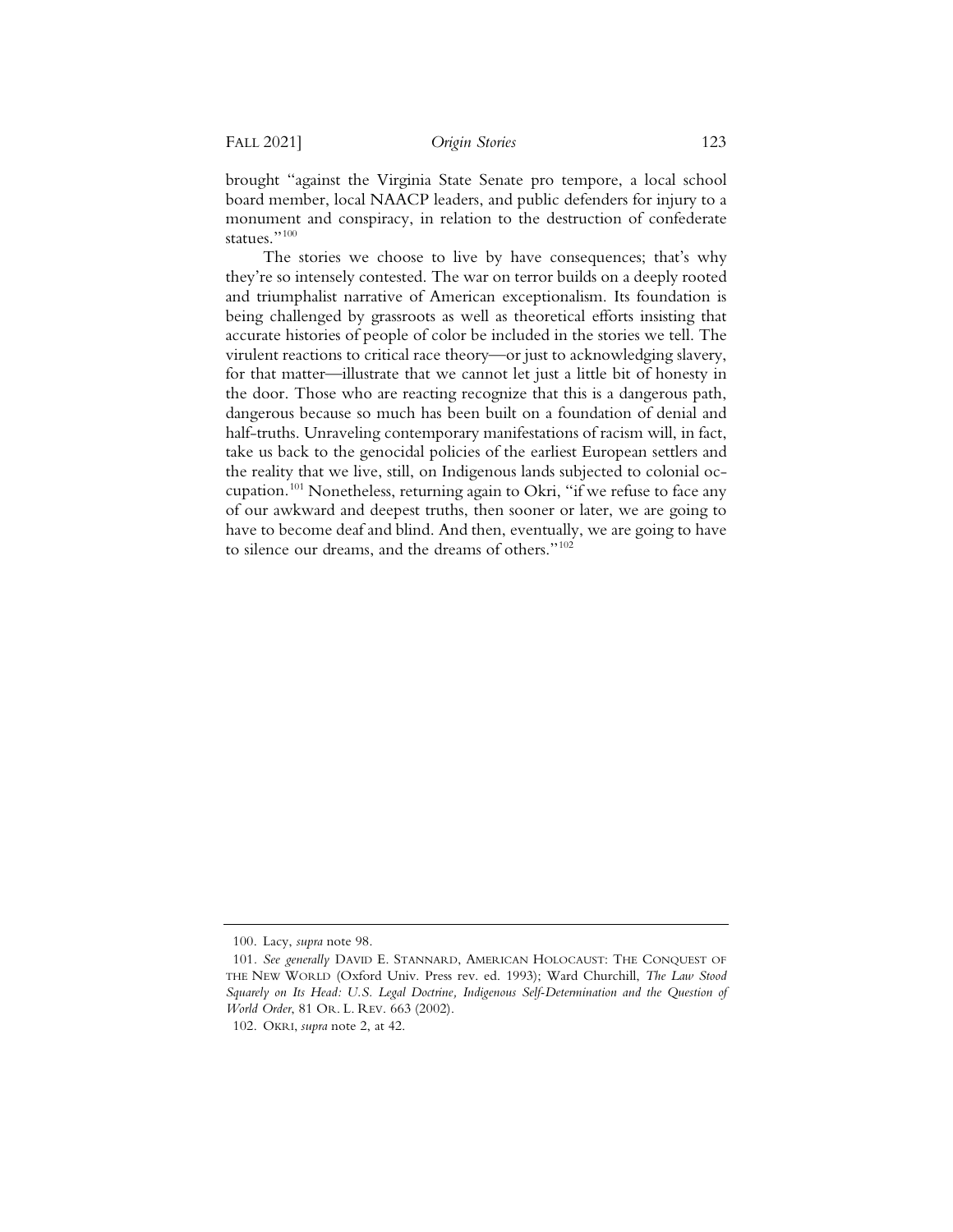brought "against the Virginia State Senate pro tempore, a local school board member, local NAACP leaders, and public defenders for injury to a monument and conspiracy, in relation to the destruction of confederate statues."[100]

The stories we choose to live by have consequences; that's why they're so intensely contested. The war on terror builds on a deeply rooted and triumphalist narrative of American exceptionalism. Its foundation is being challenged by grassroots as well as theoretical efforts insisting that accurate histories of people of color be included in the stories we tell. The virulent reactions to critical race theory—or just to acknowledging slavery, for that matter—illustrate that we cannot let just a little bit of honesty in the door. Those who are reacting recognize that this is a dangerous path, dangerous because so much has been built on a foundation of denial and half-truths. Unraveling contemporary manifestations of racism will, in fact, take us back to the genocidal policies of the earliest European settlers and the reality that we live, still, on Indigenous lands subjected to colonial occupation.[101] Nonetheless, returning again to Okri, "if we refuse to face any of our awkward and deepest truths, then sooner or later, we are going to have to become deaf and blind. And then, eventually, we are going to have to silence our dreams, and the dreams of others."[102]

---

100. Lacy, *supra* note 98.

101. *See generally* DAVID E. STANNARD, AMERICAN HOLOCAUST: THE CONQUEST OF THE NEW WORLD (Oxford Univ. Press rev. ed. 1993); Ward Churchill, *The Law Stood Squarely on Its Head: U.S. Legal Doctrine, Indigenous Self-Determination and the Question of World Order*, 81 OR. L. REV. 663 (2002).

102. OKRI, *supra* note 2, at 42.